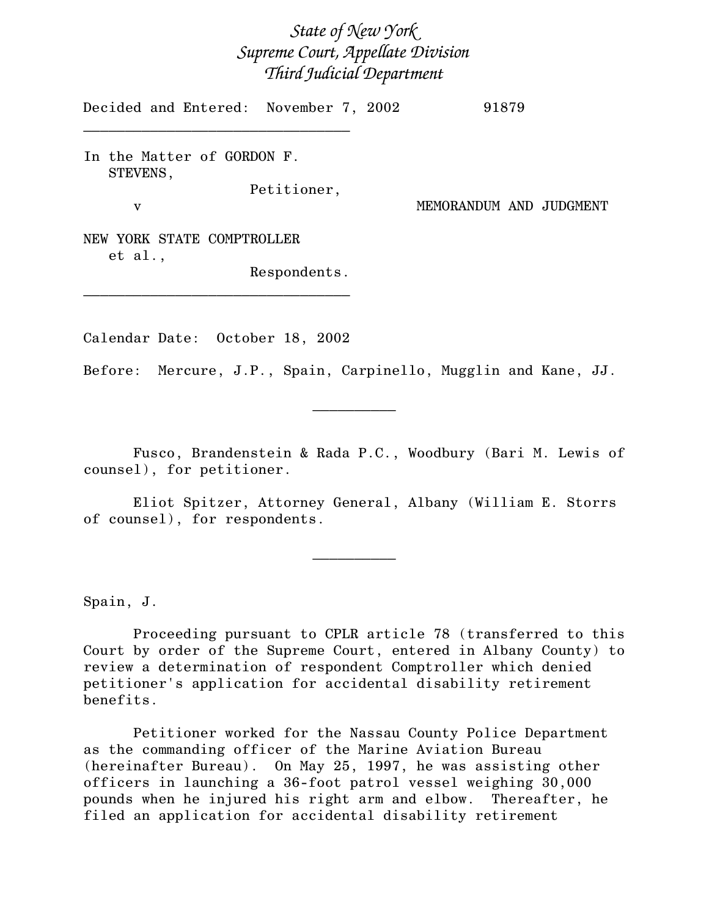*State of New York*
*Supreme Court, Appellate Division*
*Third Judicial Department*

Decided and Entered: November 7, 2002 91879

---

In the Matter of GORDON F. STEVENS,
Petitioner,

v

NEW YORK STATE COMPTROLLER et al.,
Respondents.

MEMORANDUM AND JUDGMENT

---

Calendar Date: October 18, 2002

Before: Mercure, J.P., Spain, Carpinello, Mugglin and Kane, JJ.

---

Fusco, Brandenstein & Rada P.C., Woodbury (Bari M. Lewis of counsel), for petitioner.

Eliot Spitzer, Attorney General, Albany (William E. Storrs of counsel), for respondents.

---

Spain, J.

Proceeding pursuant to CPLR article 78 (transferred to this Court by order of the Supreme Court, entered in Albany County) to review a determination of respondent Comptroller which denied petitioner's application for accidental disability retirement benefits.

Petitioner worked for the Nassau County Police Department as the commanding officer of the Marine Aviation Bureau (hereinafter Bureau). On May 25, 1997, he was assisting other officers in launching a 36-foot patrol vessel weighing 30,000 pounds when he injured his right arm and elbow. Thereafter, he filed an application for accidental disability retirement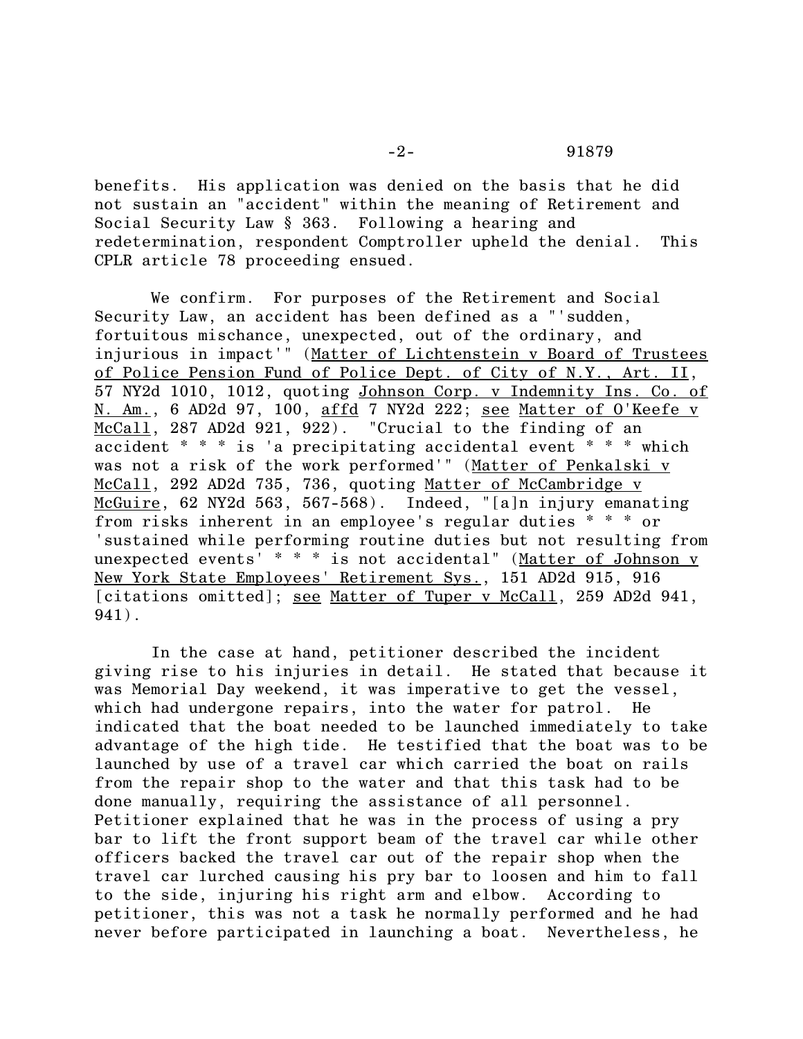benefits. His application was denied on the basis that he did not sustain an "accident" within the meaning of Retirement and Social Security Law § 363. Following a hearing and redetermination, respondent Comptroller upheld the denial. This CPLR article 78 proceeding ensued.

We confirm. For purposes of the Retirement and Social Security Law, an accident has been defined as a "'sudden, fortuitous mischance, unexpected, out of the ordinary, and injurious in impact'" (Matter of Lichtenstein v Board of Trustees of Police Pension Fund of Police Dept. of City of N.Y., Art. II, 57 NY2d 1010, 1012, quoting Johnson Corp. v Indemnity Ins. Co. of N. Am., 6 AD2d 97, 100, affd 7 NY2d 222; see Matter of O'Keefe v McCall, 287 AD2d 921, 922). "Crucial to the finding of an accident * * * is 'a precipitating accidental event * * * which was not a risk of the work performed'" (Matter of Penkalski v McCall, 292 AD2d 735, 736, quoting Matter of McCambridge v McGuire, 62 NY2d 563, 567-568). Indeed, "[a]n injury emanating from risks inherent in an employee's regular duties * * * or 'sustained while performing routine duties but not resulting from unexpected events' * * * is not accidental" (Matter of Johnson v New York State Employees' Retirement Sys., 151 AD2d 915, 916 [citations omitted]; see Matter of Tuper v McCall, 259 AD2d 941, 941).

In the case at hand, petitioner described the incident giving rise to his injuries in detail. He stated that because it was Memorial Day weekend, it was imperative to get the vessel, which had undergone repairs, into the water for patrol. He indicated that the boat needed to be launched immediately to take advantage of the high tide. He testified that the boat was to be launched by use of a travel car which carried the boat on rails from the repair shop to the water and that this task had to be done manually, requiring the assistance of all personnel. Petitioner explained that he was in the process of using a pry bar to lift the front support beam of the travel car while other officers backed the travel car out of the repair shop when the travel car lurched causing his pry bar to loosen and him to fall to the side, injuring his right arm and elbow. According to petitioner, this was not a task he normally performed and he had never before participated in launching a boat. Nevertheless, he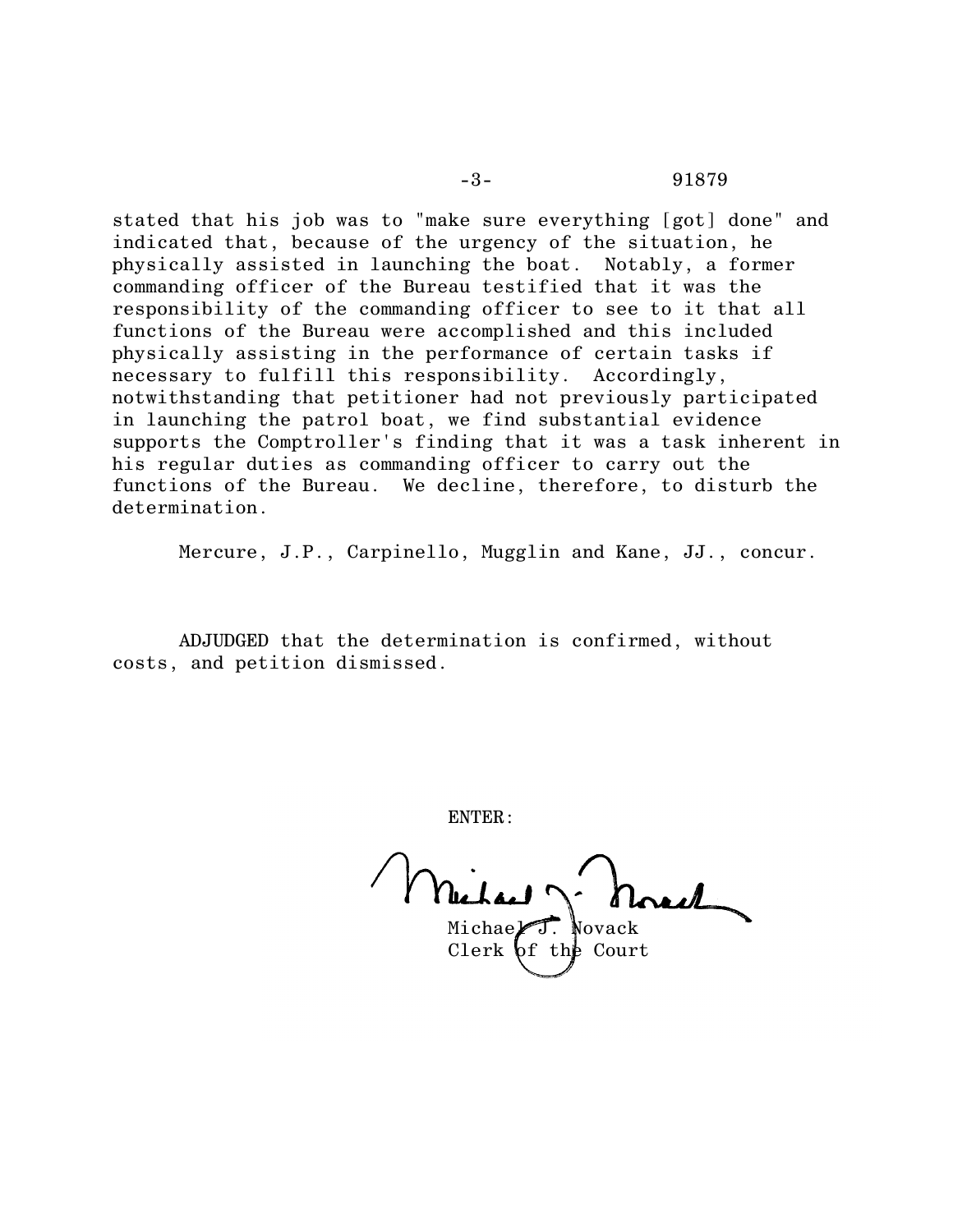stated that his job was to "make sure everything [got] done" and indicated that, because of the urgency of the situation, he physically assisted in launching the boat. Notably, a former commanding officer of the Bureau testified that it was the responsibility of the commanding officer to see to it that all functions of the Bureau were accomplished and this included physically assisting in the performance of certain tasks if necessary to fulfill this responsibility. Accordingly, notwithstanding that petitioner had not previously participated in launching the patrol boat, we find substantial evidence supports the Comptroller's finding that it was a task inherent in his regular duties as commanding officer to carry out the functions of the Bureau. We decline, therefore, to disturb the determination.

Mercure, J.P., Carpinello, Mugglin and Kane, JJ., concur.

ADJUDGED that the determination is confirmed, without costs, and petition dismissed.

ENTER:

Michael J. Novack
Clerk of the Court